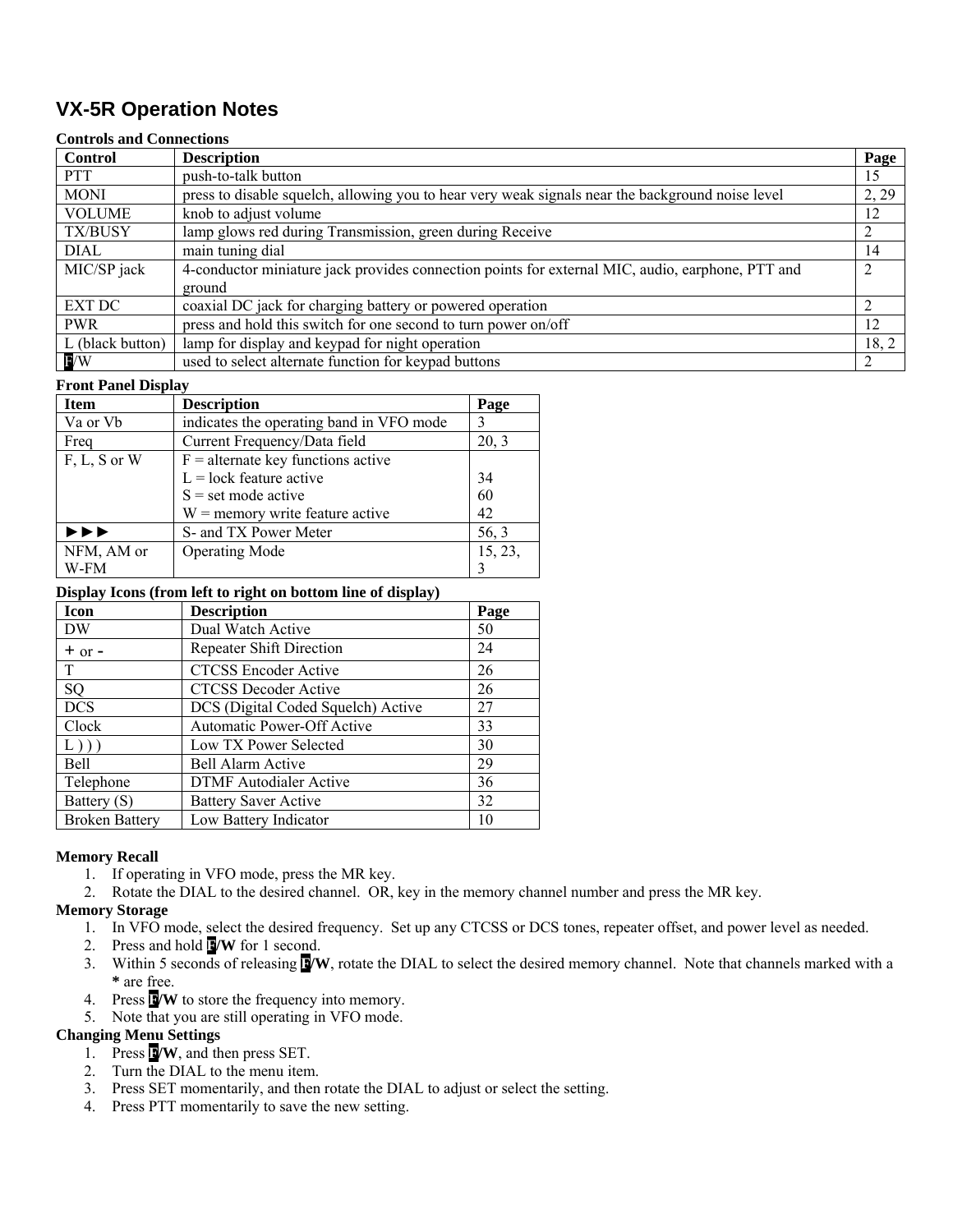# VX-5R Operation Notes

**Controls and Connections**

| Control | Description | Page |
|---|---|---|
| PTT | push-to-talk button | 15 |
| MONI | press to disable squelch, allowing you to hear very weak signals near the background noise level | 2, 29 |
| VOLUME | knob to adjust volume | 12 |
| TX/BUSY | lamp glows red during Transmission, green during Receive | 2 |
| DIAL | main tuning dial | 14 |
| MIC/SP jack | 4-conductor miniature jack provides connection points for external MIC, audio, earphone, PTT and ground | 2 |
| EXT DC | coaxial DC jack for charging battery or powered operation | 2 |
| PWR | press and hold this switch for one second to turn power on/off | 12 |
| L (black button) | lamp for display and keypad for night operation | 18, 2 |
| F/W | used to select alternate function for keypad buttons | 2 |

**Front Panel Display**

| Item | Description | Page |
|---|---|---|
| Va or Vb | indicates the operating band in VFO mode | 3 |
| Freq | Current Frequency/Data field | 20, 3 |
| F, L, S or W | F = alternate key functions active<br>L = lock feature active<br>S = set mode active<br>W = memory write feature active | <br>34<br>60<br>42 |
| ►►► | S- and TX Power Meter | 56, 3 |
| NFM, AM or W-FM | Operating Mode | 15, 23, 3 |

**Display Icons (from left to right on bottom line of display)**

| Icon | Description | Page |
|---|---|---|
| DW | Dual Watch Active | 50 |
| + or - | Repeater Shift Direction | 24 |
| T | CTCSS Encoder Active | 26 |
| SQ | CTCSS Decoder Active | 26 |
| DCS | DCS (Digital Coded Squelch) Active | 27 |
| Clock | Automatic Power-Off Active | 33 |
| L ) ) ) | Low TX Power Selected | 30 |
| Bell | Bell Alarm Active | 29 |
| Telephone | DTMF Autodialer Active | 36 |
| Battery (S) | Battery Saver Active | 32 |
| Broken Battery | Low Battery Indicator | 10 |

**Memory Recall**

1. If operating in VFO mode, press the MR key.
2. Rotate the DIAL to the desired channel. OR, key in the memory channel number and press the MR key.

**Memory Storage**

1. In VFO mode, select the desired frequency. Set up any CTCSS or DCS tones, repeater offset, and power level as needed.
2. Press and hold **F/W** for 1 second.
3. Within 5 seconds of releasing **F/W**, rotate the DIAL to select the desired memory channel. Note that channels marked with a **\*** are free.
4. Press **F/W** to store the frequency into memory.
5. Note that you are still operating in VFO mode.

**Changing Menu Settings**

1. Press **F/W**, and then press SET.
2. Turn the DIAL to the menu item.
3. Press SET momentarily, and then rotate the DIAL to adjust or select the setting.
4. Press PTT momentarily to save the new setting.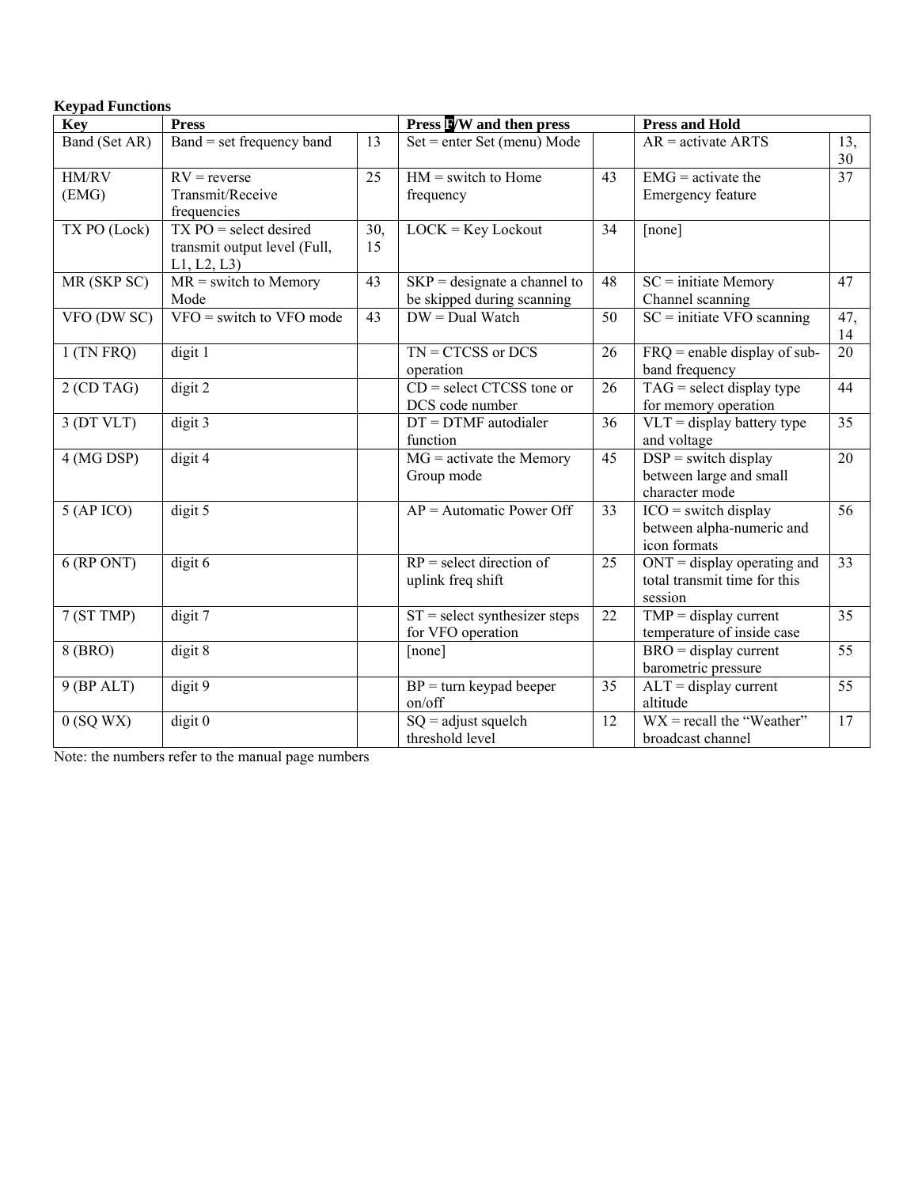**Keypad Functions**

| Key | Press | | Press F/W and then press | | Press and Hold | |
|---|---|---|---|---|---|---|
| Band (Set AR) | Band = set frequency band | 13 | Set = enter Set (menu) Mode | | AR = activate ARTS | 13, 30 |
| HM/RV (EMG) | RV = reverse Transmit/Receive frequencies | 25 | HM = switch to Home frequency | 43 | EMG = activate the Emergency feature | 37 |
| TX PO (Lock) | TX PO = select desired transmit output level (Full, L1, L2, L3) | 30, 15 | LOCK = Key Lockout | 34 | [none] | |
| MR (SKP SC) | MR = switch to Memory Mode | 43 | SKP = designate a channel to be skipped during scanning | 48 | SC = initiate Memory Channel scanning | 47 |
| VFO (DW SC) | VFO = switch to VFO mode | 43 | DW = Dual Watch | 50 | SC = initiate VFO scanning | 47, 14 |
| 1 (TN FRQ) | digit 1 | | TN = CTCSS or DCS operation | 26 | FRQ = enable display of sub-band frequency | 20 |
| 2 (CD TAG) | digit 2 | | CD = select CTCSS tone or DCS code number | 26 | TAG = select display type for memory operation | 44 |
| 3 (DT VLT) | digit 3 | | DT = DTMF autodialer function | 36 | VLT = display battery type and voltage | 35 |
| 4 (MG DSP) | digit 4 | | MG = activate the Memory Group mode | 45 | DSP = switch display between large and small character mode | 20 |
| 5 (AP ICO) | digit 5 | | AP = Automatic Power Off | 33 | ICO = switch display between alpha-numeric and icon formats | 56 |
| 6 (RP ONT) | digit 6 | | RP = select direction of uplink freq shift | 25 | ONT = display operating and total transmit time for this session | 33 |
| 7 (ST TMP) | digit 7 | | ST = select synthesizer steps for VFO operation | 22 | TMP = display current temperature of inside case | 35 |
| 8 (BRO) | digit 8 | | [none] | | BRO = display current barometric pressure | 55 |
| 9 (BP ALT) | digit 9 | | BP = turn keypad beeper on/off | 35 | ALT = display current altitude | 55 |
| 0 (SQ WX) | digit 0 | | SQ = adjust squelch threshold level | 12 | WX = recall the "Weather" broadcast channel | 17 |

Note: the numbers refer to the manual page numbers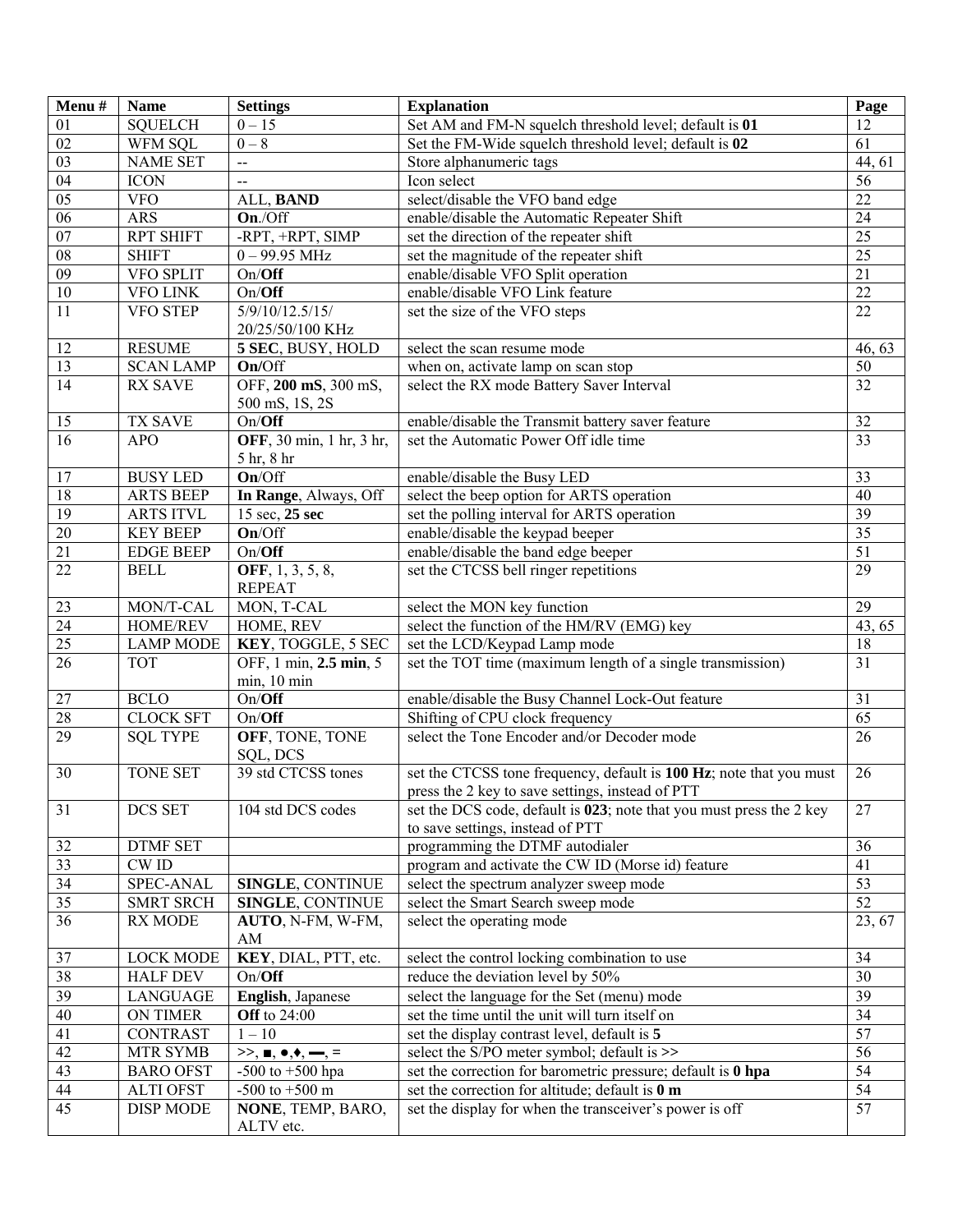| Menu # | Name | Settings | Explanation | Page |
|---|---|---|---|---|
| 01 | SQUELCH | 0 – 15 | Set AM and FM-N squelch threshold level; default is **01** | 12 |
| 02 | WFM SQL | 0 – 8 | Set the FM-Wide squelch threshold level; default is **02** | 61 |
| 03 | NAME SET | -- | Store alphanumeric tags | 44, 61 |
| 04 | ICON | -- | Icon select | 56 |
| 05 | VFO | ALL, **BAND** | select/disable the VFO band edge | 22 |
| 06 | ARS | **On**./Off | enable/disable the Automatic Repeater Shift | 24 |
| 07 | RPT SHIFT | -RPT, +RPT, SIMP | set the direction of the repeater shift | 25 |
| 08 | SHIFT | 0 – 99.95 MHz | set the magnitude of the repeater shift | 25 |
| 09 | VFO SPLIT | On/**Off** | enable/disable VFO Split operation | 21 |
| 10 | VFO LINK | On/**Off** | enable/disable VFO Link feature | 22 |
| 11 | VFO STEP | 5/9/10/12.5/15/ 20/25/50/100 KHz | set the size of the VFO steps | 22 |
| 12 | RESUME | **5 SEC**, BUSY, HOLD | select the scan resume mode | 46, 63 |
| 13 | SCAN LAMP | **On**/Off | when on, activate lamp on scan stop | 50 |
| 14 | RX SAVE | OFF, **200 mS**, 300 mS, 500 mS, 1S, 2S | select the RX mode Battery Saver Interval | 32 |
| 15 | TX SAVE | On/**Off** | enable/disable the Transmit battery saver feature | 32 |
| 16 | APO | **OFF**, 30 min, 1 hr, 3 hr, 5 hr, 8 hr | set the Automatic Power Off idle time | 33 |
| 17 | BUSY LED | **On**/Off | enable/disable the Busy LED | 33 |
| 18 | ARTS BEEP | **In Range**, Always, Off | select the beep option for ARTS operation | 40 |
| 19 | ARTS ITVL | 15 sec, **25 sec** | set the polling interval for ARTS operation | 39 |
| 20 | KEY BEEP | **On**/Off | enable/disable the keypad beeper | 35 |
| 21 | EDGE BEEP | On/**Off** | enable/disable the band edge beeper | 51 |
| 22 | BELL | **OFF**, 1, 3, 5, 8, REPEAT | set the CTCSS bell ringer repetitions | 29 |
| 23 | MON/T-CAL | MON, T-CAL | select the MON key function | 29 |
| 24 | HOME/REV | HOME, REV | select the function of the HM/RV (EMG) key | 43, 65 |
| 25 | LAMP MODE | **KEY**, TOGGLE, 5 SEC | set the LCD/Keypad Lamp mode | 18 |
| 26 | TOT | OFF, 1 min, **2.5 min**, 5 min, 10 min | set the TOT time (maximum length of a single transmission) | 31 |
| 27 | BCLO | On/**Off** | enable/disable the Busy Channel Lock-Out feature | 31 |
| 28 | CLOCK SFT | On/**Off** | Shifting of CPU clock frequency | 65 |
| 29 | SQL TYPE | **OFF**, TONE, TONE SQL, DCS | select the Tone Encoder and/or Decoder mode | 26 |
| 30 | TONE SET | 39 std CTCSS tones | set the CTCSS tone frequency, default is **100 Hz**; note that you must press the 2 key to save settings, instead of PTT | 26 |
| 31 | DCS SET | 104 std DCS codes | set the DCS code, default is **023**; note that you must press the 2 key to save settings, instead of PTT | 27 |
| 32 | DTMF SET | | programming the DTMF autodialer | 36 |
| 33 | CW ID | | program and activate the CW ID (Morse id) feature | 41 |
| 34 | SPEC-ANAL | **SINGLE**, CONTINUE | select the spectrum analyzer sweep mode | 53 |
| 35 | SMRT SRCH | **SINGLE**, CONTINUE | select the Smart Search sweep mode | 52 |
| 36 | RX MODE | **AUTO**, N-FM, W-FM, AM | select the operating mode | 23, 67 |
| 37 | LOCK MODE | **KEY**, DIAL, PTT, etc. | select the control locking combination to use | 34 |
| 38 | HALF DEV | On/**Off** | reduce the deviation level by 50% | 30 |
| 39 | LANGUAGE | **English**, Japanese | select the language for the Set (menu) mode | 39 |
| 40 | ON TIMER | **Off** to 24:00 | set the time until the unit will turn itself on | 34 |
| 41 | CONTRAST | 1 – 10 | set the display contrast level, default is **5** | 57 |
| 42 | MTR SYMB | >>, ■, ●,♦, ▬, = | select the S/PO meter symbol; default is >> | 56 |
| 43 | BARO OFST | -500 to +500 hpa | set the correction for barometric pressure; default is **0 hpa** | 54 |
| 44 | ALTI OFST | -500 to +500 m | set the correction for altitude; default is **0 m** | 54 |
| 45 | DISP MODE | **NONE**, TEMP, BARO, ALTV etc. | set the display for when the transceiver's power is off | 57 |